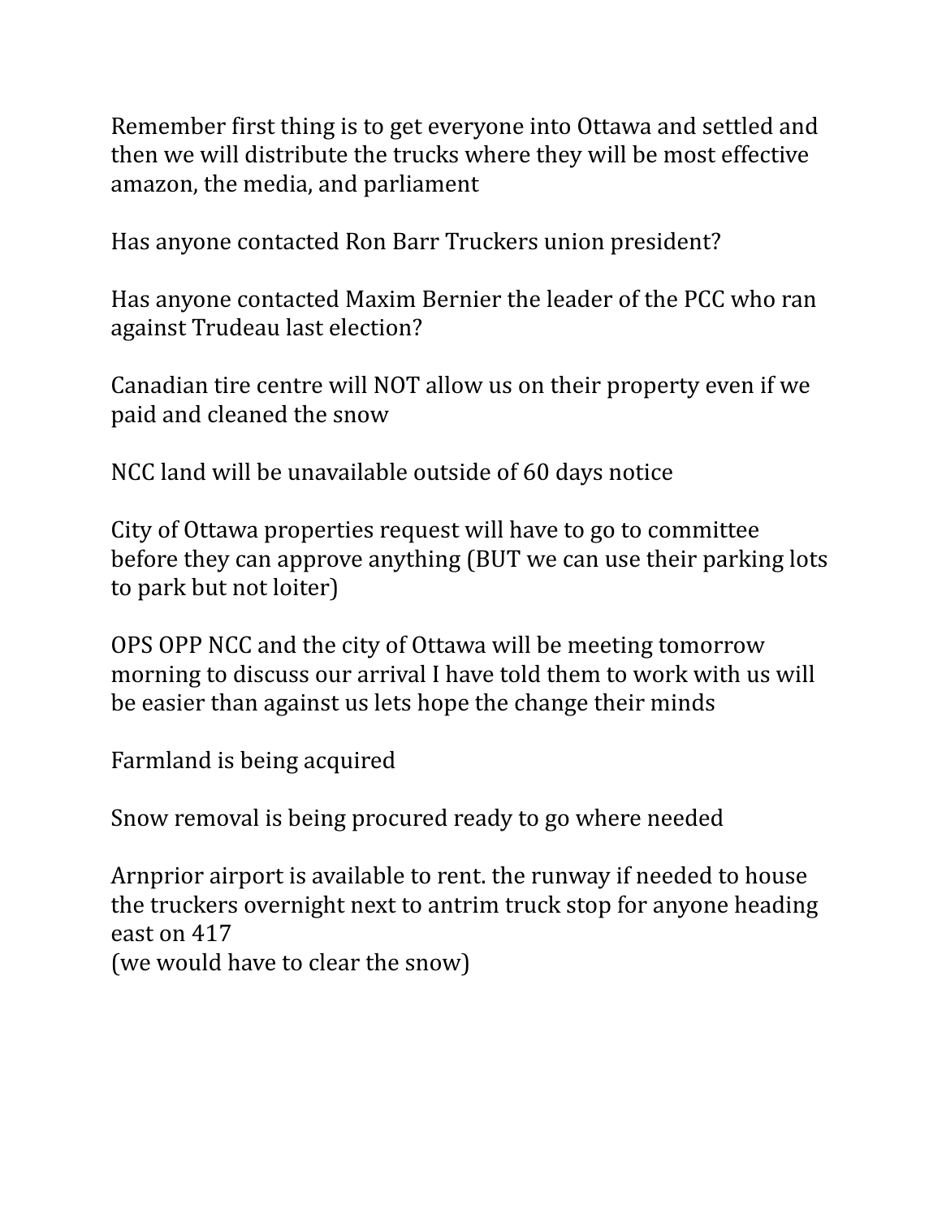Remember first thing is to get everyone into Ottawa and settled and then we will distribute the trucks where they will be most effective amazon, the media, and parliament

Has anyone contacted Ron Barr Truckers union president?

Has anyone contacted Maxim Bernier the leader of the PCC who ran against Trudeau last election?

Canadian tire centre will NOT allow us on their property even if we paid and cleaned the snow

NCC land will be unavailable outside of 60 days notice

City of Ottawa properties request will have to go to committee before they can approve anything (BUT we can use their parking lots to park but not loiter)

OPS OPP NCC and the city of Ottawa will be meeting tomorrow morning to discuss our arrival I have told them to work with us will be easier than against us lets hope the change their minds

Farmland is being acquired

Snow removal is being procured ready to go where needed

Arnprior airport is available to rent. the runway if needed to house the truckers overnight next to antrim truck stop for anyone heading east on 417
(we would have to clear the snow)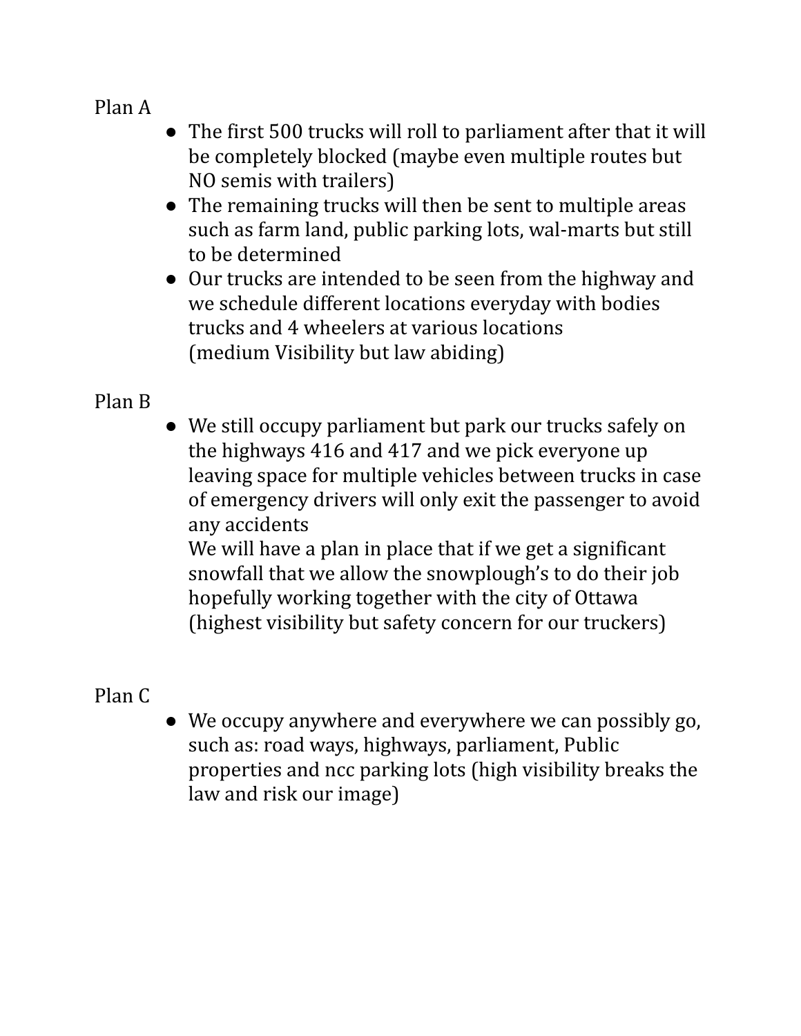Plan A

- The first 500 trucks will roll to parliament after that it will be completely blocked (maybe even multiple routes but NO semis with trailers)
- The remaining trucks will then be sent to multiple areas such as farm land, public parking lots, wal-marts but still to be determined
- Our trucks are intended to be seen from the highway and we schedule different locations everyday with bodies trucks and 4 wheelers at various locations
(medium Visibility but law abiding)

Plan B

- We still occupy parliament but park our trucks safely on the highways 416 and 417 and we pick everyone up leaving space for multiple vehicles between trucks in case of emergency drivers will only exit the passenger to avoid any accidents
We will have a plan in place that if we get a significant snowfall that we allow the snowplough's to do their job hopefully working together with the city of Ottawa
(highest visibility but safety concern for our truckers)

Plan C

- We occupy anywhere and everywhere we can possibly go, such as: road ways, highways, parliament, Public properties and ncc parking lots (high visibility breaks the law and risk our image)